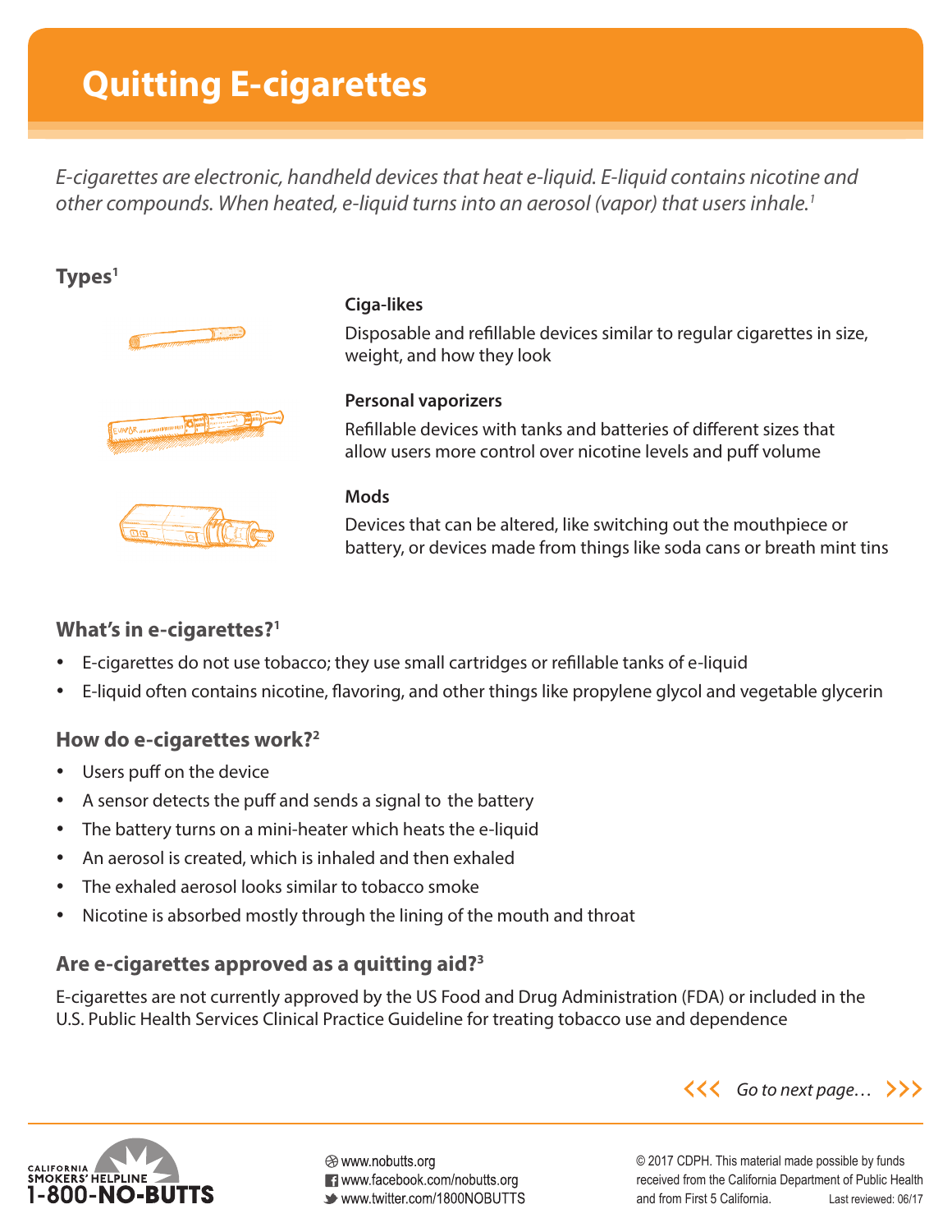# Quitting E-cigarettes

*E-cigarettes are electronic, handheld devices that heat e-liquid. E-liquid contains nicotine and other compounds. When heated, e-liquid turns into an aerosol (vapor) that users inhale.*[1]

## Types[1]

**Ciga-likes**

Disposable and refillable devices similar to regular cigarettes in size, weight, and how they look

**Personal vaporizers**

Refillable devices with tanks and batteries of different sizes that allow users more control over nicotine levels and puff volume

**Mods**

Devices that can be altered, like switching out the mouthpiece or battery, or devices made from things like soda cans or breath mint tins

## What's in e-cigarettes?[1]

- E-cigarettes do not use tobacco; they use small cartridges or refillable tanks of e-liquid
- E-liquid often contains nicotine, flavoring, and other things like propylene glycol and vegetable glycerin

## How do e-cigarettes work?[2]

- Users puff on the device
- A sensor detects the puff and sends a signal to the battery
- The battery turns on a mini-heater which heats the e-liquid
- An aerosol is created, which is inhaled and then exhaled
- The exhaled aerosol looks similar to tobacco smoke
- Nicotine is absorbed mostly through the lining of the mouth and throat

## Are e-cigarettes approved as a quitting aid?[3]

E-cigarettes are not currently approved by the US Food and Drug Administration (FDA) or included in the U.S. Public Health Services Clinical Practice Guideline for treating tobacco use and dependence

*Go to next page…*

CALIFORNIA SMOKERS' HELPLINE 1-800-NO-BUTTS

www.nobutts.org
www.facebook.com/nobutts.org
www.twitter.com/1800NOBUTTS

© 2017 CDPH. This material made possible by funds received from the California Department of Public Health and from First 5 California. Last reviewed: 06/17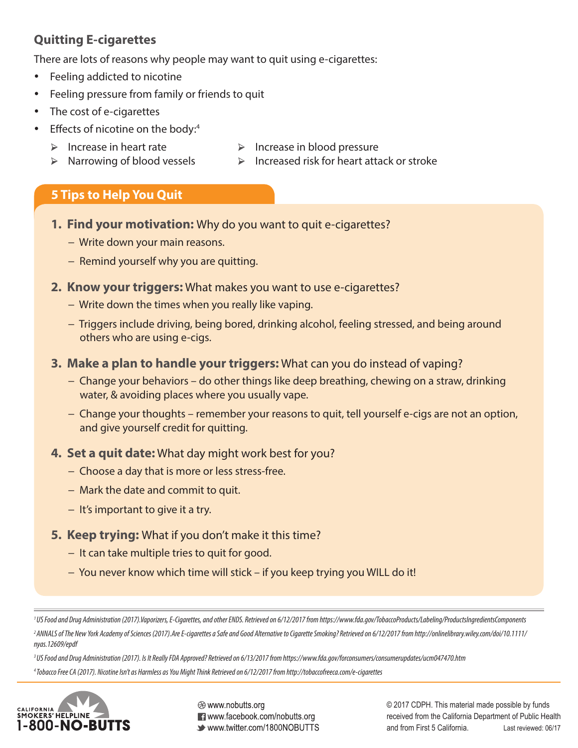## Quitting E-cigarettes

There are lots of reasons why people may want to quit using e-cigarettes:

- Feeling addicted to nicotine
- Feeling pressure from family or friends to quit
- The cost of e-cigarettes
- Effects of nicotine on the body:[4]
  - Increase in heart rate
  - Increase in blood pressure
  - Narrowing of blood vessels
  - Increased risk for heart attack or stroke

### 5 Tips to Help You Quit

1. **Find your motivation:** Why do you want to quit e-cigarettes?
   - Write down your main reasons.
   - Remind yourself why you are quitting.
2. **Know your triggers:** What makes you want to use e-cigarettes?
   - Write down the times when you really like vaping.
   - Triggers include driving, being bored, drinking alcohol, feeling stressed, and being around others who are using e-cigs.
3. **Make a plan to handle your triggers:** What can you do instead of vaping?
   - Change your behaviors – do other things like deep breathing, chewing on a straw, drinking water, & avoiding places where you usually vape.
   - Change your thoughts – remember your reasons to quit, tell yourself e-cigs are not an option, and give yourself credit for quitting.
4. **Set a quit date:** What day might work best for you?
   - Choose a day that is more or less stress-free.
   - Mark the date and commit to quit.
   - It's important to give it a try.
5. **Keep trying:** What if you don't make it this time?
   - It can take multiple tries to quit for good.
   - You never know which time will stick – if you keep trying you WILL do it!

---

*[1] US Food and Drug Administration (2017).Vaporizers, E-Cigarettes, and other ENDS. Retrieved on 6/12/2017 from https://www.fda.gov/TobaccoProducts/Labeling/ProductsIngredientsComponents*

*[2] ANNALS of The New York Academy of Sciences (2017).Are E-cigarettes a Safe and Good Alternative to Cigarette Smoking? Retrieved on 6/12/2017 from http://onlinelibrary.wiley.com/doi/10.1111/nyas.12609/epdf*

*[3] US Food and Drug Administration (2017). Is It Really FDA Approved? Retrieved on 6/13/2017 from https://www.fda.gov/forconsumers/consumerupdates/ucm047470.htm*

*[4] Tobacco Free CA (2017). Nicotine Isn't as Harmless as You Might Think Retrieved on 6/12/2017 from http://tobaccofreeca.com/e-cigarettes*

CALIFORNIA SMOKERS' HELPLINE 1-800-NO-BUTTS

www.nobutts.org
www.facebook.com/nobutts.org
www.twitter.com/1800NOBUTTS

© 2017 CDPH. This material made possible by funds received from the California Department of Public Health and from First 5 California. Last reviewed: 06/17